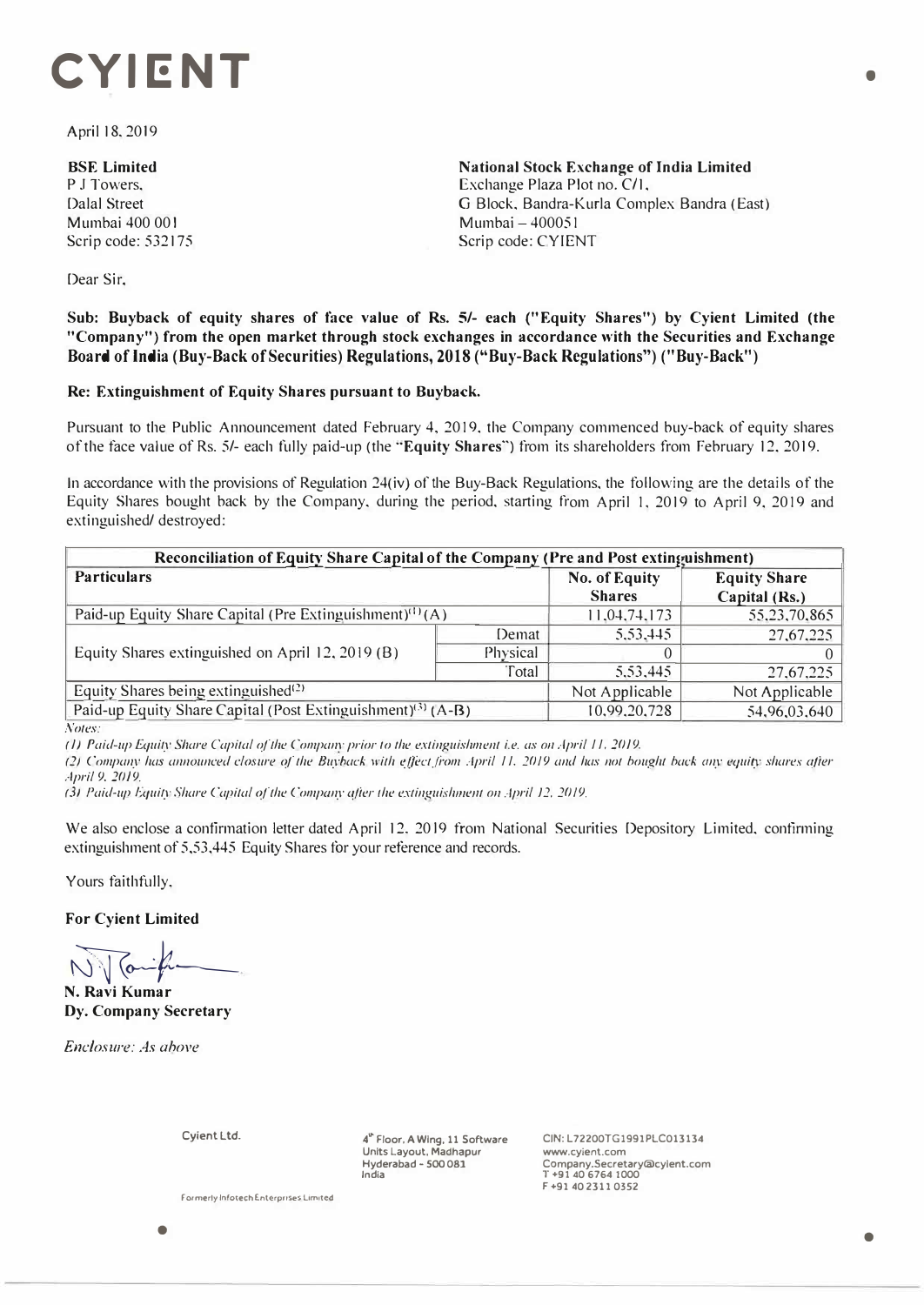# CYIENT

April 18, 2019

**BSE Limited**
P J Towers,
Dalal Street
Mumbai 400 001
Scrip code: 532175

**National Stock Exchange of India Limited**
Exchange Plaza Plot no. C/1,
G Block, Bandra-Kurla Complex Bandra (East)
Mumbai – 400051
Scrip code: CYIENT

Dear Sir,

**Sub: Buyback of equity shares of face value of Rs. 5/- each ("Equity Shares") by Cyient Limited (the "Company") from the open market through stock exchanges in accordance with the Securities and Exchange Board of India (Buy-Back of Securities) Regulations, 2018 ("Buy-Back Regulations") ("Buy-Back")**

**Re: Extinguishment of Equity Shares pursuant to Buyback.**

Pursuant to the Public Announcement dated February 4, 2019, the Company commenced buy-back of equity shares of the face value of Rs. 5/- each fully paid-up (the "**Equity Shares**") from its shareholders from February 12, 2019.

In accordance with the provisions of Regulation 24(iv) of the Buy-Back Regulations, the following are the details of the Equity Shares bought back by the Company, during the period, starting from April 1, 2019 to April 9, 2019 and extinguished/ destroyed:

| **Reconciliation of Equity Share Capital of the Company (Pre and Post extinguishment)** | | | |
|---|---|---|---|
| **Particulars** | | **No. of Equity Shares** | **Equity Share Capital (Rs.)** |
| Paid-up Equity Share Capital (Pre Extinguishment)[1] (A) | | 11,04,74,173 | 55,23,70,865 |
| Equity Shares extinguished on April 12, 2019 (B) | Demat | 5,53,445 | 27,67,225 |
| | Physical | 0 | 0 |
| | Total | 5,53,445 | 27,67,225 |
| Equity Shares being extinguished[2] | | Not Applicable | Not Applicable |
| Paid-up Equity Share Capital (Post Extinguishment)[3] (A-B) | | 10,99,20,728 | 54,96,03,640 |

*Notes:*

*(1) Paid-up Equity Share Capital of the Company prior to the extinguishment i.e. as on April 11, 2019.*

*(2) Company has announced closure of the Buyback with effect from April 11, 2019 and has not bought back any equity shares after April 9, 2019.*

*(3) Paid-up Equity Share Capital of the Company after the extinguishment on April 12, 2019.*

We also enclose a confirmation letter dated April 12, 2019 from National Securities Depository Limited, confirming extinguishment of 5,53,445 Equity Shares for your reference and records.

Yours faithfully,

**For Cyient Limited**

**N. Ravi Kumar**
**Dy. Company Secretary**

*Enclosure: As above*

Cyient Ltd.

4th Floor, A Wing, 11 Software Units Layout, Madhapur
Hyderabad - 500 081
India

CIN: L72200TG1991PLC013134
www.cyient.com
Company.Secretary@cyient.com
T +91 40 6764 1000
F +91 40 2311 0352

Formerly Infotech Enterprises Limited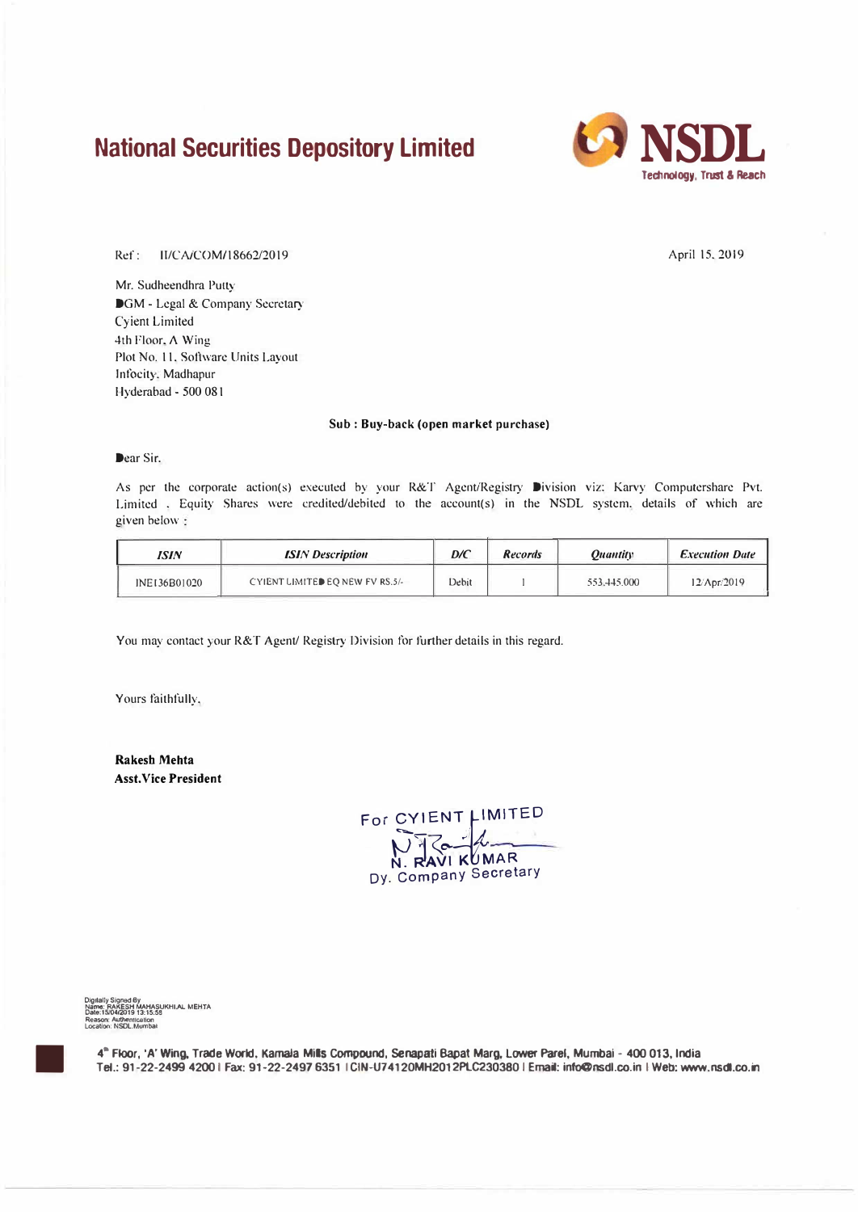# National Securities Depository Limited

NSDL
Technology, Trust & Reach

Ref : II/CA/COM/18662/2019

April 15, 2019

Mr. Sudheendhra Putty
DGM - Legal & Company Secretary
Cyient Limited
4th Floor, A Wing
Plot No. 11, Software Units Layout
Infocity, Madhapur
Hyderabad - 500 081

**Sub : Buy-back (open market purchase)**

Dear Sir,

As per the corporate action(s) executed by your R&T Agent/Registry Division viz: Karvy Computershare Pvt. Limited , Equity Shares were credited/debited to the account(s) in the NSDL system, details of which are given below :

| *ISIN* | *ISIN Description* | *D/C* | *Records* | *Quantity* | *Execution Date* |
|---|---|---|---|---|---|
| INE136B01020 | CYIENT LIMITED EQ NEW FV RS.5/- | Debit | 1 | 553,445.000 | 12/Apr/2019 |

You may contact your R&T Agent/ Registry Division for further details in this regard.

Yours faithfully,

**Rakesh Mehta**
**Asst.Vice President**

For CYIENT LIMITED
N. RAVI KUMAR
Dy. Company Secretary

Digitally Signed By
Name: RAKESH MAHASUKHLAL MEHTA
Date: 15/04/2019 13:15:55
Reason: Authentication
Location: NSDL Mumbai

4th Floor, 'A' Wing, Trade World, Kamala Mills Compound, Senapati Bapat Marg, Lower Parel, Mumbai - 400 013, India
Tel.: 91-22-2499 4200 | Fax: 91-22-2497 6351 | CIN-U74120MH2012PLC230380 | Email: info@nsdl.co.in | Web: www.nsdl.co.in